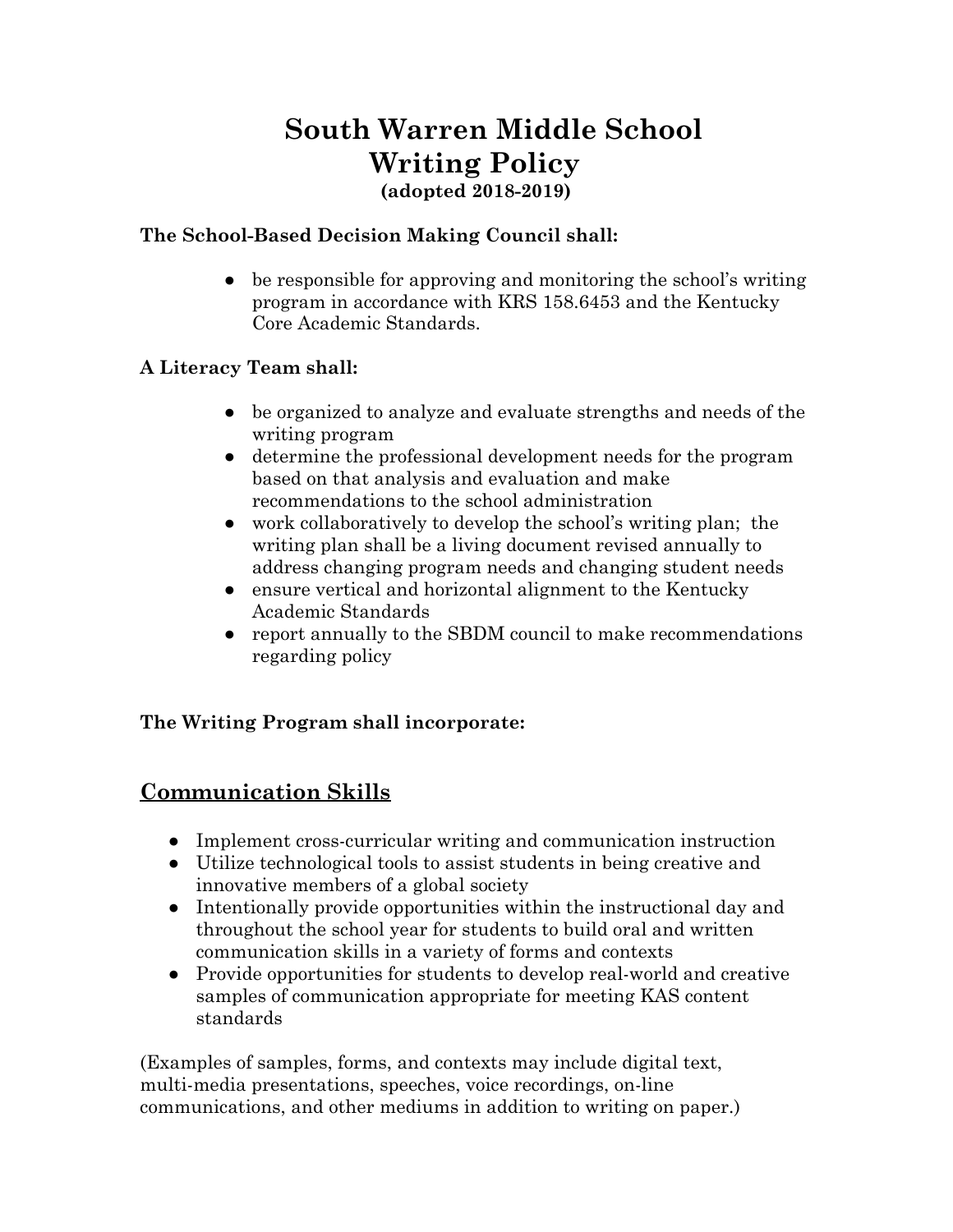# South Warren Middle School Writing Policy

**(adopted 2018-2019)**

**The School-Based Decision Making Council shall:**

- be responsible for approving and monitoring the school's writing program in accordance with KRS 158.6453 and the Kentucky Core Academic Standards.

**A Literacy Team shall:**

- be organized to analyze and evaluate strengths and needs of the writing program
- determine the professional development needs for the program based on that analysis and evaluation and make recommendations to the school administration
- work collaboratively to develop the school's writing plan; the writing plan shall be a living document revised annually to address changing program needs and changing student needs
- ensure vertical and horizontal alignment to the Kentucky Academic Standards
- report annually to the SBDM council to make recommendations regarding policy

**The Writing Program shall incorporate:**

## Communication Skills

- Implement cross-curricular writing and communication instruction
- Utilize technological tools to assist students in being creative and innovative members of a global society
- Intentionally provide opportunities within the instructional day and throughout the school year for students to build oral and written communication skills in a variety of forms and contexts
- Provide opportunities for students to develop real-world and creative samples of communication appropriate for meeting KAS content standards

(Examples of samples, forms, and contexts may include digital text, multi-media presentations, speeches, voice recordings, on-line communications, and other mediums in addition to writing on paper.)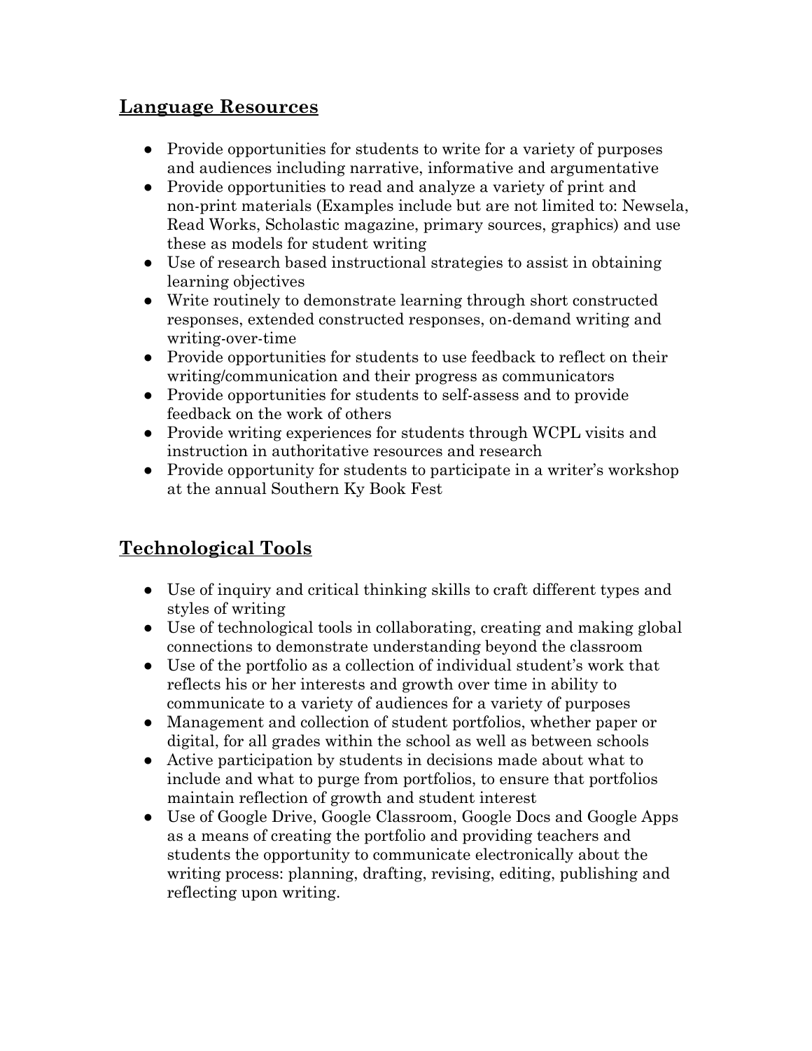## Language Resources

- Provide opportunities for students to write for a variety of purposes and audiences including narrative, informative and argumentative
- Provide opportunities to read and analyze a variety of print and non-print materials (Examples include but are not limited to: Newsela, Read Works, Scholastic magazine, primary sources, graphics) and use these as models for student writing
- Use of research based instructional strategies to assist in obtaining learning objectives
- Write routinely to demonstrate learning through short constructed responses, extended constructed responses, on-demand writing and writing-over-time
- Provide opportunities for students to use feedback to reflect on their writing/communication and their progress as communicators
- Provide opportunities for students to self-assess and to provide feedback on the work of others
- Provide writing experiences for students through WCPL visits and instruction in authoritative resources and research
- Provide opportunity for students to participate in a writer's workshop at the annual Southern Ky Book Fest

## Technological Tools

- Use of inquiry and critical thinking skills to craft different types and styles of writing
- Use of technological tools in collaborating, creating and making global connections to demonstrate understanding beyond the classroom
- Use of the portfolio as a collection of individual student's work that reflects his or her interests and growth over time in ability to communicate to a variety of audiences for a variety of purposes
- Management and collection of student portfolios, whether paper or digital, for all grades within the school as well as between schools
- Active participation by students in decisions made about what to include and what to purge from portfolios, to ensure that portfolios maintain reflection of growth and student interest
- Use of Google Drive, Google Classroom, Google Docs and Google Apps as a means of creating the portfolio and providing teachers and students the opportunity to communicate electronically about the writing process: planning, drafting, revising, editing, publishing and reflecting upon writing.